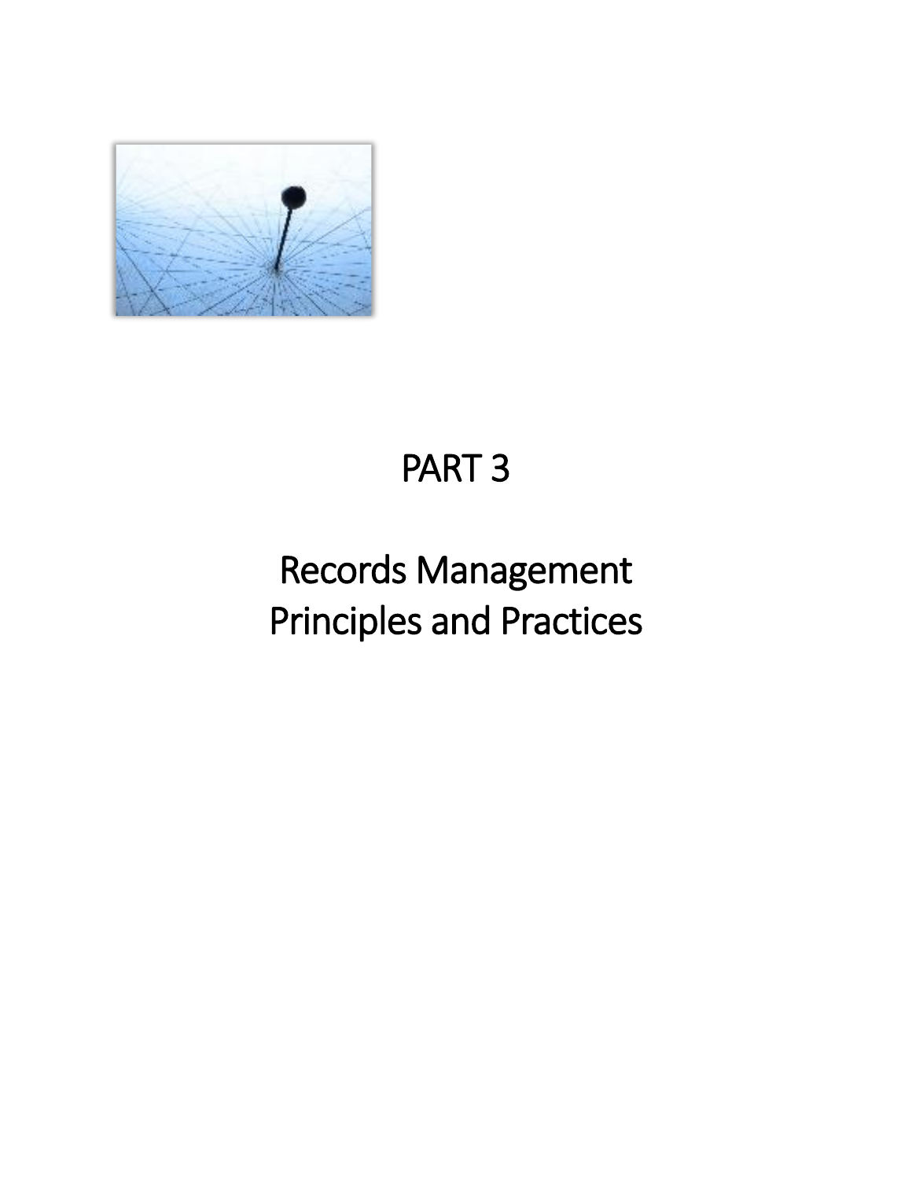# PART 3

# Records Management Principles and Practices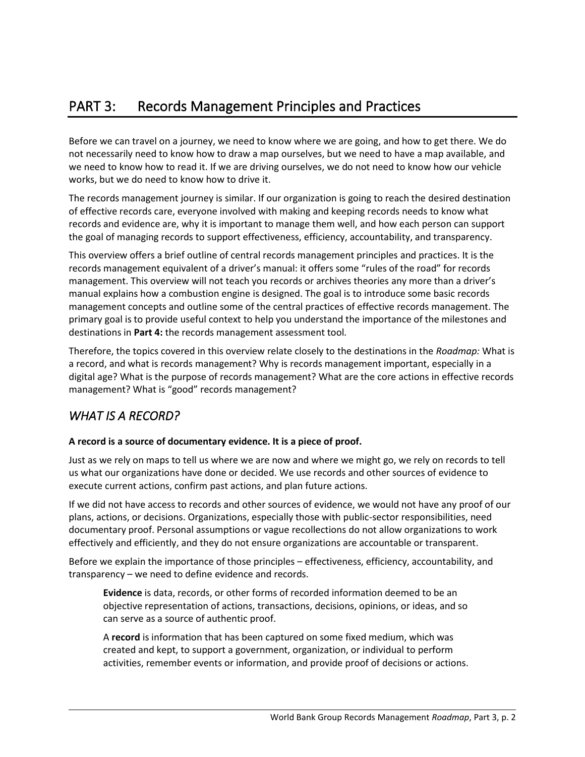# PART 3: Records Management Principles and Practices

Before we can travel on a journey, we need to know where we are going, and how to get there. We do not necessarily need to know how to draw a map ourselves, but we need to have a map available, and we need to know how to read it. If we are driving ourselves, we do not need to know how our vehicle works, but we do need to know how to drive it.

The records management journey is similar. If our organization is going to reach the desired destination of effective records care, everyone involved with making and keeping records needs to know what records and evidence are, why it is important to manage them well, and how each person can support the goal of managing records to support effectiveness, efficiency, accountability, and transparency.

This overview offers a brief outline of central records management principles and practices. It is the records management equivalent of a driver's manual: it offers some "rules of the road" for records management. This overview will not teach you records or archives theories any more than a driver's manual explains how a combustion engine is designed. The goal is to introduce some basic records management concepts and outline some of the central practices of effective records management. The primary goal is to provide useful context to help you understand the importance of the milestones and destinations in **Part 4:** the records management assessment tool.

Therefore, the topics covered in this overview relate closely to the destinations in the *Roadmap:* What is a record, and what is records management? Why is records management important, especially in a digital age? What is the purpose of records management? What are the core actions in effective records management? What is "good" records management?

## *WHAT IS A RECORD?*

**A record is a source of documentary evidence. It is a piece of proof.**

Just as we rely on maps to tell us where we are now and where we might go, we rely on records to tell us what our organizations have done or decided. We use records and other sources of evidence to execute current actions, confirm past actions, and plan future actions.

If we did not have access to records and other sources of evidence, we would not have any proof of our plans, actions, or decisions. Organizations, especially those with public-sector responsibilities, need documentary proof. Personal assumptions or vague recollections do not allow organizations to work effectively and efficiently, and they do not ensure organizations are accountable or transparent.

Before we explain the importance of those principles – effectiveness, efficiency, accountability, and transparency – we need to define evidence and records.

> **Evidence** is data, records, or other forms of recorded information deemed to be an objective representation of actions, transactions, decisions, opinions, or ideas, and so can serve as a source of authentic proof.
>
> A **record** is information that has been captured on some fixed medium, which was created and kept, to support a government, organization, or individual to perform activities, remember events or information, and provide proof of decisions or actions.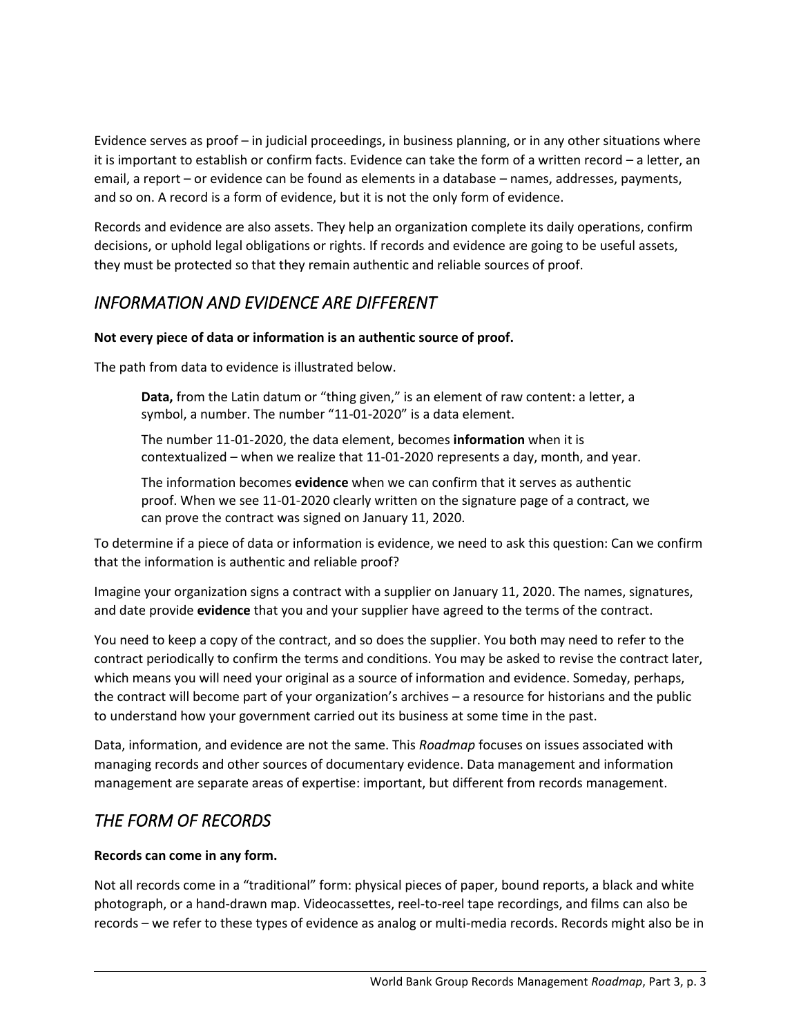Evidence serves as proof – in judicial proceedings, in business planning, or in any other situations where it is important to establish or confirm facts. Evidence can take the form of a written record – a letter, an email, a report – or evidence can be found as elements in a database – names, addresses, payments, and so on. A record is a form of evidence, but it is not the only form of evidence.

Records and evidence are also assets. They help an organization complete its daily operations, confirm decisions, or uphold legal obligations or rights. If records and evidence are going to be useful assets, they must be protected so that they remain authentic and reliable sources of proof.

## *INFORMATION AND EVIDENCE ARE DIFFERENT*

**Not every piece of data or information is an authentic source of proof.**

The path from data to evidence is illustrated below.

> **Data,** from the Latin datum or "thing given," is an element of raw content: a letter, a symbol, a number. The number "11-01-2020" is a data element.
>
> The number 11-01-2020, the data element, becomes **information** when it is contextualized – when we realize that 11-01-2020 represents a day, month, and year.
>
> The information becomes **evidence** when we can confirm that it serves as authentic proof. When we see 11-01-2020 clearly written on the signature page of a contract, we can prove the contract was signed on January 11, 2020.

To determine if a piece of data or information is evidence, we need to ask this question: Can we confirm that the information is authentic and reliable proof?

Imagine your organization signs a contract with a supplier on January 11, 2020. The names, signatures, and date provide **evidence** that you and your supplier have agreed to the terms of the contract.

You need to keep a copy of the contract, and so does the supplier. You both may need to refer to the contract periodically to confirm the terms and conditions. You may be asked to revise the contract later, which means you will need your original as a source of information and evidence. Someday, perhaps, the contract will become part of your organization's archives – a resource for historians and the public to understand how your government carried out its business at some time in the past.

Data, information, and evidence are not the same. This *Roadmap* focuses on issues associated with managing records and other sources of documentary evidence. Data management and information management are separate areas of expertise: important, but different from records management.

## *THE FORM OF RECORDS*

**Records can come in any form.**

Not all records come in a "traditional" form: physical pieces of paper, bound reports, a black and white photograph, or a hand-drawn map. Videocassettes, reel-to-reel tape recordings, and films can also be records – we refer to these types of evidence as analog or multi-media records. Records might also be in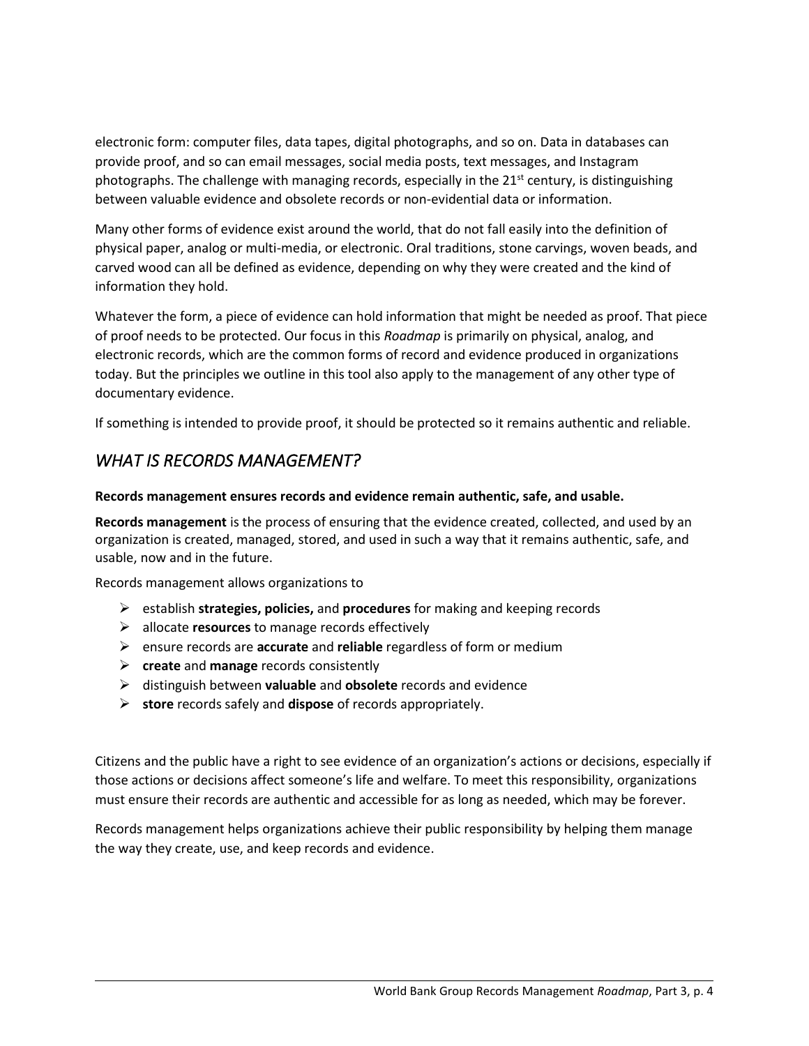electronic form: computer files, data tapes, digital photographs, and so on. Data in databases can provide proof, and so can email messages, social media posts, text messages, and Instagram photographs. The challenge with managing records, especially in the 21st century, is distinguishing between valuable evidence and obsolete records or non-evidential data or information.

Many other forms of evidence exist around the world, that do not fall easily into the definition of physical paper, analog or multi-media, or electronic. Oral traditions, stone carvings, woven beads, and carved wood can all be defined as evidence, depending on why they were created and the kind of information they hold.

Whatever the form, a piece of evidence can hold information that might be needed as proof. That piece of proof needs to be protected. Our focus in this *Roadmap* is primarily on physical, analog, and electronic records, which are the common forms of record and evidence produced in organizations today. But the principles we outline in this tool also apply to the management of any other type of documentary evidence.

If something is intended to provide proof, it should be protected so it remains authentic and reliable.

## *WHAT IS RECORDS MANAGEMENT?*

**Records management ensures records and evidence remain authentic, safe, and usable.**

**Records management** is the process of ensuring that the evidence created, collected, and used by an organization is created, managed, stored, and used in such a way that it remains authentic, safe, and usable, now and in the future.

Records management allows organizations to

- establish **strategies, policies,** and **procedures** for making and keeping records
- allocate **resources** to manage records effectively
- ensure records are **accurate** and **reliable** regardless of form or medium
- **create** and **manage** records consistently
- distinguish between **valuable** and **obsolete** records and evidence
- **store** records safely and **dispose** of records appropriately.

Citizens and the public have a right to see evidence of an organization's actions or decisions, especially if those actions or decisions affect someone's life and welfare. To meet this responsibility, organizations must ensure their records are authentic and accessible for as long as needed, which may be forever.

Records management helps organizations achieve their public responsibility by helping them manage the way they create, use, and keep records and evidence.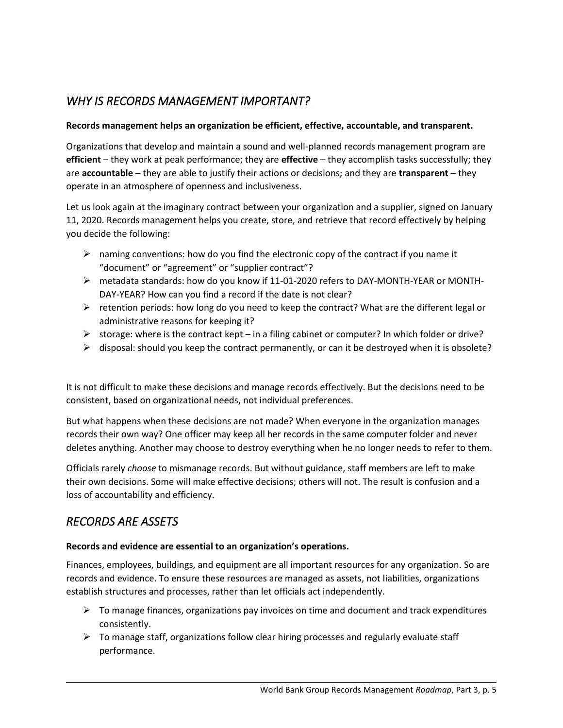## *WHY IS RECORDS MANAGEMENT IMPORTANT?*

**Records management helps an organization be efficient, effective, accountable, and transparent.**

Organizations that develop and maintain a sound and well-planned records management program are **efficient** – they work at peak performance; they are **effective** – they accomplish tasks successfully; they are **accountable** – they are able to justify their actions or decisions; and they are **transparent** – they operate in an atmosphere of openness and inclusiveness.

Let us look again at the imaginary contract between your organization and a supplier, signed on January 11, 2020. Records management helps you create, store, and retrieve that record effectively by helping you decide the following:

- naming conventions: how do you find the electronic copy of the contract if you name it "document" or "agreement" or "supplier contract"?
- metadata standards: how do you know if 11-01-2020 refers to DAY-MONTH-YEAR or MONTH-DAY-YEAR? How can you find a record if the date is not clear?
- retention periods: how long do you need to keep the contract? What are the different legal or administrative reasons for keeping it?
- storage: where is the contract kept – in a filing cabinet or computer? In which folder or drive?
- disposal: should you keep the contract permanently, or can it be destroyed when it is obsolete?

It is not difficult to make these decisions and manage records effectively. But the decisions need to be consistent, based on organizational needs, not individual preferences.

But what happens when these decisions are not made? When everyone in the organization manages records their own way? One officer may keep all her records in the same computer folder and never deletes anything. Another may choose to destroy everything when he no longer needs to refer to them.

Officials rarely *choose* to mismanage records. But without guidance, staff members are left to make their own decisions. Some will make effective decisions; others will not. The result is confusion and a loss of accountability and efficiency.

## *RECORDS ARE ASSETS*

**Records and evidence are essential to an organization's operations.**

Finances, employees, buildings, and equipment are all important resources for any organization. So are records and evidence. To ensure these resources are managed as assets, not liabilities, organizations establish structures and processes, rather than let officials act independently.

- To manage finances, organizations pay invoices on time and document and track expenditures consistently.
- To manage staff, organizations follow clear hiring processes and regularly evaluate staff performance.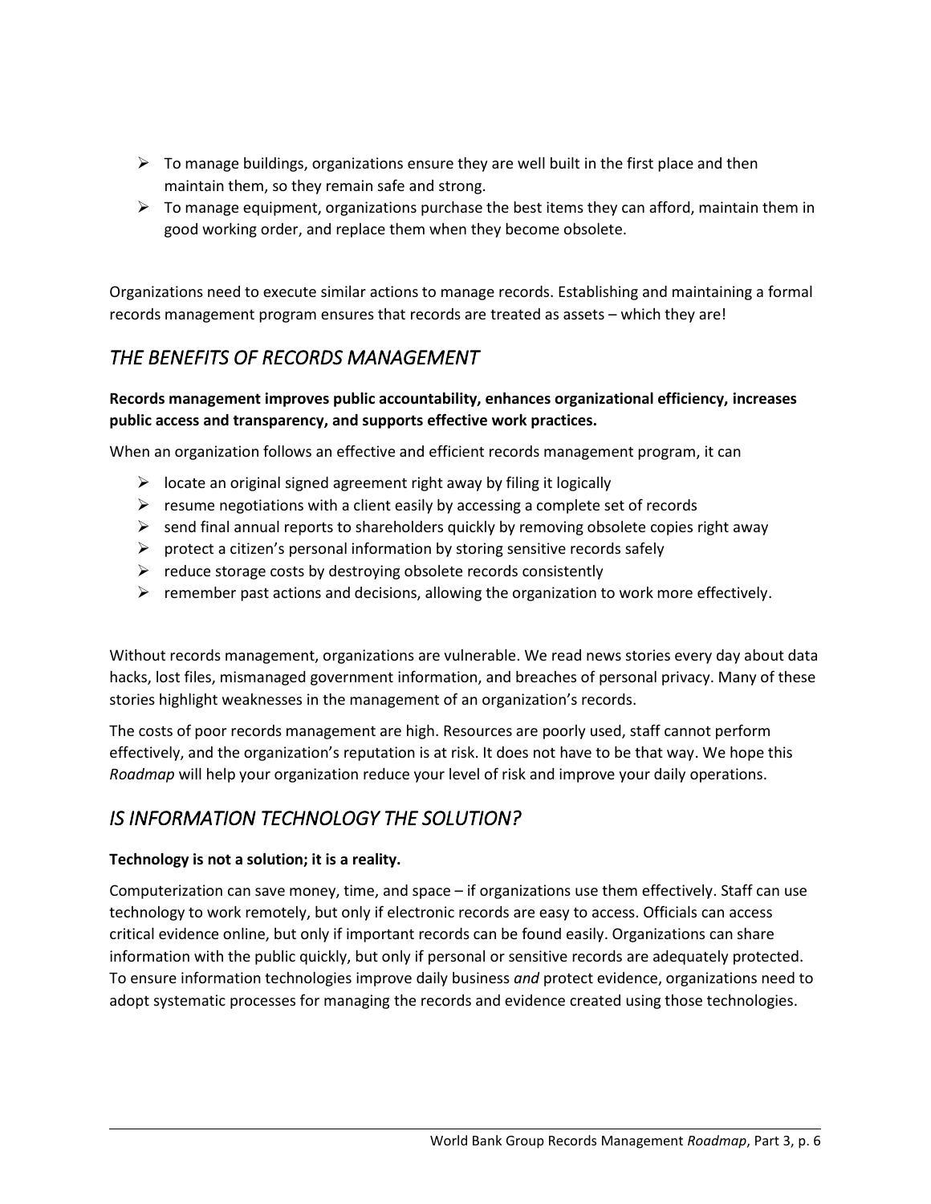- To manage buildings, organizations ensure they are well built in the first place and then maintain them, so they remain safe and strong.
- To manage equipment, organizations purchase the best items they can afford, maintain them in good working order, and replace them when they become obsolete.

Organizations need to execute similar actions to manage records. Establishing and maintaining a formal records management program ensures that records are treated as assets – which they are!

## *THE BENEFITS OF RECORDS MANAGEMENT*

**Records management improves public accountability, enhances organizational efficiency, increases public access and transparency, and supports effective work practices.**

When an organization follows an effective and efficient records management program, it can

- locate an original signed agreement right away by filing it logically
- resume negotiations with a client easily by accessing a complete set of records
- send final annual reports to shareholders quickly by removing obsolete copies right away
- protect a citizen's personal information by storing sensitive records safely
- reduce storage costs by destroying obsolete records consistently
- remember past actions and decisions, allowing the organization to work more effectively.

Without records management, organizations are vulnerable. We read news stories every day about data hacks, lost files, mismanaged government information, and breaches of personal privacy. Many of these stories highlight weaknesses in the management of an organization's records.

The costs of poor records management are high. Resources are poorly used, staff cannot perform effectively, and the organization's reputation is at risk. It does not have to be that way. We hope this *Roadmap* will help your organization reduce your level of risk and improve your daily operations.

## *IS INFORMATION TECHNOLOGY THE SOLUTION?*

**Technology is not a solution; it is a reality.**

Computerization can save money, time, and space – if organizations use them effectively. Staff can use technology to work remotely, but only if electronic records are easy to access. Officials can access critical evidence online, but only if important records can be found easily. Organizations can share information with the public quickly, but only if personal or sensitive records are adequately protected. To ensure information technologies improve daily business *and* protect evidence, organizations need to adopt systematic processes for managing the records and evidence created using those technologies.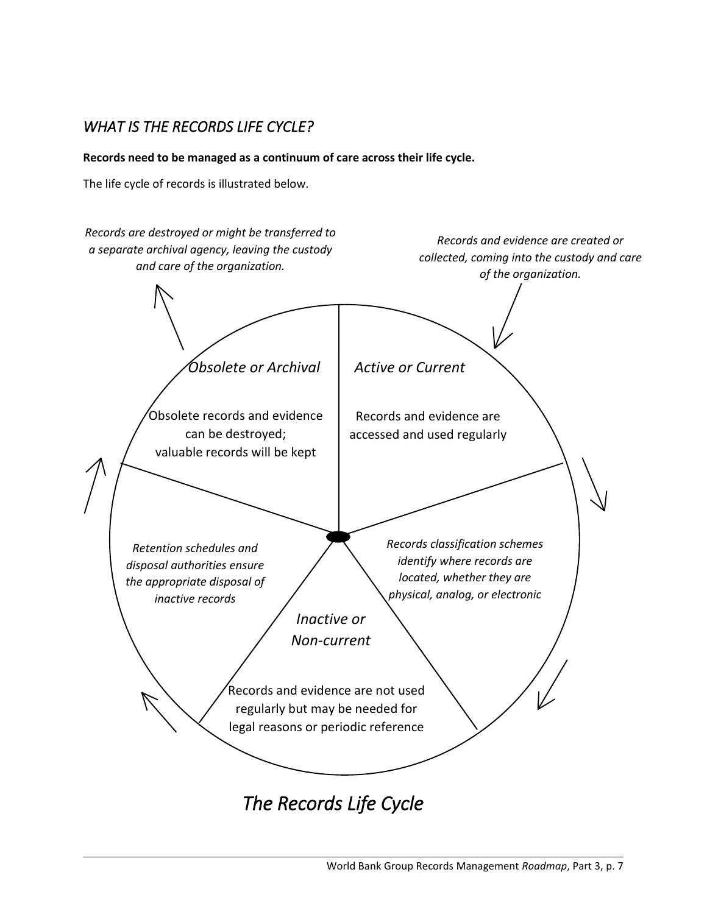## *WHAT IS THE RECORDS LIFE CYCLE?*

**Records need to be managed as a continuum of care across their life cycle.**

The life cycle of records is illustrated below.

*Records and evidence are created or collected, coming into the custody and care of the organization.*

*Active or Current*

Records and evidence are accessed and used regularly

*Records classification schemes identify where records are located, whether they are physical, analog, or electronic*

*Inactive or Non-current*

Records and evidence are not used regularly but may be needed for legal reasons or periodic reference

*Retention schedules and disposal authorities ensure the appropriate disposal of inactive records*

*Obsolete or Archival*

Obsolete records and evidence can be destroyed; valuable records will be kept

*Records are destroyed or might be transferred to a separate archival agency, leaving the custody and care of the organization.*

*The Records Life Cycle*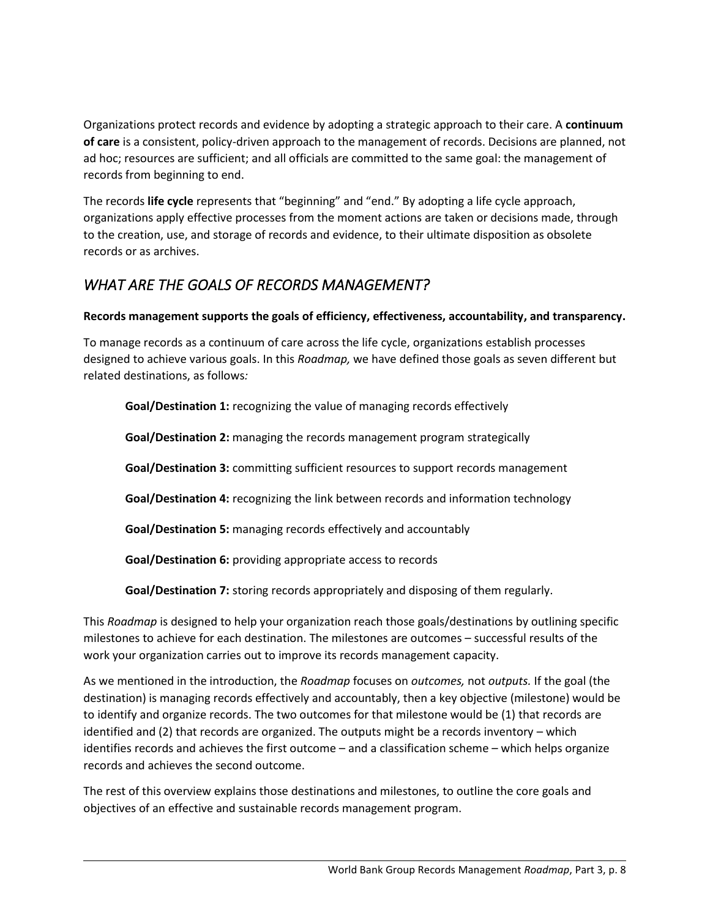Organizations protect records and evidence by adopting a strategic approach to their care. A **continuum of care** is a consistent, policy-driven approach to the management of records. Decisions are planned, not ad hoc; resources are sufficient; and all officials are committed to the same goal: the management of records from beginning to end.

The records **life cycle** represents that "beginning" and "end." By adopting a life cycle approach, organizations apply effective processes from the moment actions are taken or decisions made, through to the creation, use, and storage of records and evidence, to their ultimate disposition as obsolete records or as archives.

## *WHAT ARE THE GOALS OF RECORDS MANAGEMENT?*

**Records management supports the goals of efficiency, effectiveness, accountability, and transparency.**

To manage records as a continuum of care across the life cycle, organizations establish processes designed to achieve various goals. In this *Roadmap,* we have defined those goals as seven different but related destinations, as follows*:*

> **Goal/Destination 1:** recognizing the value of managing records effectively
>
> **Goal/Destination 2:** managing the records management program strategically
>
> **Goal/Destination 3:** committing sufficient resources to support records management
>
> **Goal/Destination 4:** recognizing the link between records and information technology
>
> **Goal/Destination 5:** managing records effectively and accountably
>
> **Goal/Destination 6:** providing appropriate access to records
>
> **Goal/Destination 7:** storing records appropriately and disposing of them regularly.

This *Roadmap* is designed to help your organization reach those goals/destinations by outlining specific milestones to achieve for each destination. The milestones are outcomes – successful results of the work your organization carries out to improve its records management capacity.

As we mentioned in the introduction, the *Roadmap* focuses on *outcomes,* not *outputs.* If the goal (the destination) is managing records effectively and accountably, then a key objective (milestone) would be to identify and organize records. The two outcomes for that milestone would be (1) that records are identified and (2) that records are organized. The outputs might be a records inventory – which identifies records and achieves the first outcome – and a classification scheme – which helps organize records and achieves the second outcome.

The rest of this overview explains those destinations and milestones, to outline the core goals and objectives of an effective and sustainable records management program.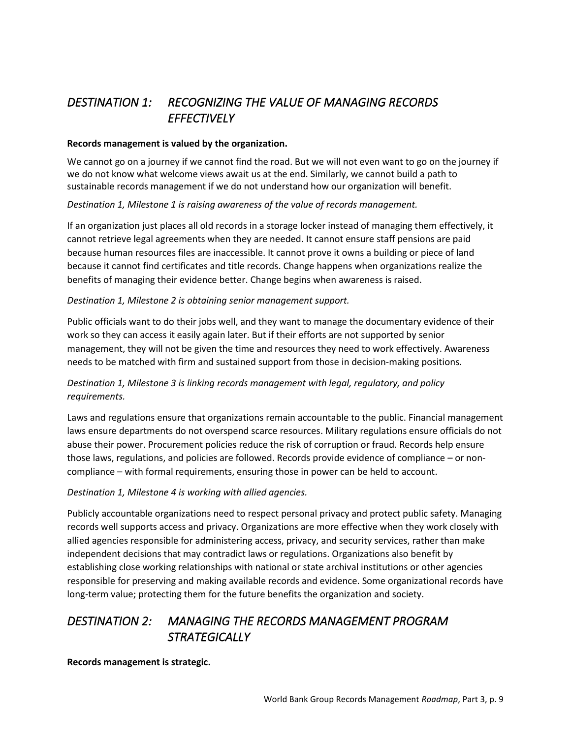## *DESTINATION 1: RECOGNIZING THE VALUE OF MANAGING RECORDS EFFECTIVELY*

**Records management is valued by the organization.**

We cannot go on a journey if we cannot find the road. But we will not even want to go on the journey if we do not know what welcome views await us at the end. Similarly, we cannot build a path to sustainable records management if we do not understand how our organization will benefit.

*Destination 1, Milestone 1 is raising awareness of the value of records management.*

If an organization just places all old records in a storage locker instead of managing them effectively, it cannot retrieve legal agreements when they are needed. It cannot ensure staff pensions are paid because human resources files are inaccessible. It cannot prove it owns a building or piece of land because it cannot find certificates and title records. Change happens when organizations realize the benefits of managing their evidence better. Change begins when awareness is raised.

*Destination 1, Milestone 2 is obtaining senior management support.*

Public officials want to do their jobs well, and they want to manage the documentary evidence of their work so they can access it easily again later. But if their efforts are not supported by senior management, they will not be given the time and resources they need to work effectively. Awareness needs to be matched with firm and sustained support from those in decision-making positions.

*Destination 1, Milestone 3 is linking records management with legal, regulatory, and policy requirements.*

Laws and regulations ensure that organizations remain accountable to the public. Financial management laws ensure departments do not overspend scarce resources. Military regulations ensure officials do not abuse their power. Procurement policies reduce the risk of corruption or fraud. Records help ensure those laws, regulations, and policies are followed. Records provide evidence of compliance – or non-compliance – with formal requirements, ensuring those in power can be held to account.

*Destination 1, Milestone 4 is working with allied agencies.*

Publicly accountable organizations need to respect personal privacy and protect public safety. Managing records well supports access and privacy. Organizations are more effective when they work closely with allied agencies responsible for administering access, privacy, and security services, rather than make independent decisions that may contradict laws or regulations. Organizations also benefit by establishing close working relationships with national or state archival institutions or other agencies responsible for preserving and making available records and evidence. Some organizational records have long-term value; protecting them for the future benefits the organization and society.

## *DESTINATION 2: MANAGING THE RECORDS MANAGEMENT PROGRAM STRATEGICALLY*

**Records management is strategic.**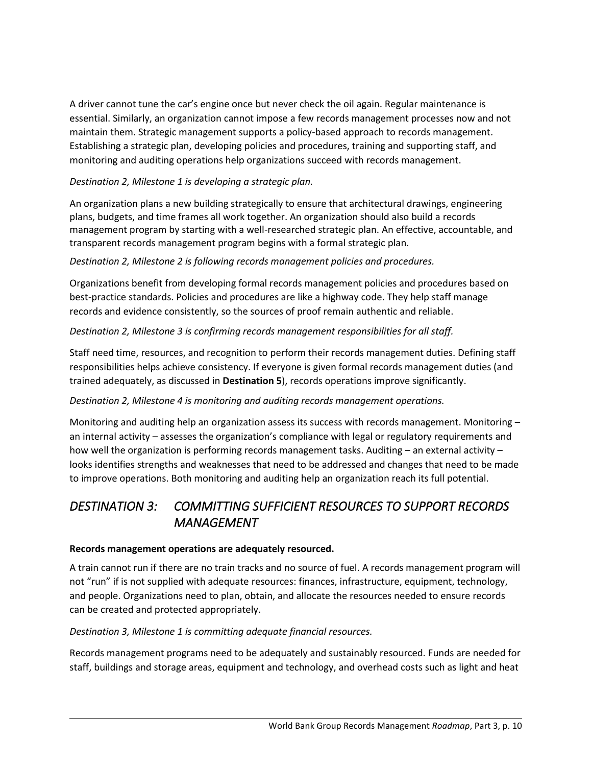A driver cannot tune the car's engine once but never check the oil again. Regular maintenance is essential. Similarly, an organization cannot impose a few records management processes now and not maintain them. Strategic management supports a policy-based approach to records management. Establishing a strategic plan, developing policies and procedures, training and supporting staff, and monitoring and auditing operations help organizations succeed with records management.

*Destination 2, Milestone 1 is developing a strategic plan.*

An organization plans a new building strategically to ensure that architectural drawings, engineering plans, budgets, and time frames all work together. An organization should also build a records management program by starting with a well-researched strategic plan. An effective, accountable, and transparent records management program begins with a formal strategic plan.

*Destination 2, Milestone 2 is following records management policies and procedures.*

Organizations benefit from developing formal records management policies and procedures based on best-practice standards. Policies and procedures are like a highway code. They help staff manage records and evidence consistently, so the sources of proof remain authentic and reliable.

*Destination 2, Milestone 3 is confirming records management responsibilities for all staff.*

Staff need time, resources, and recognition to perform their records management duties. Defining staff responsibilities helps achieve consistency. If everyone is given formal records management duties (and trained adequately, as discussed in **Destination 5**), records operations improve significantly.

*Destination 2, Milestone 4 is monitoring and auditing records management operations.*

Monitoring and auditing help an organization assess its success with records management. Monitoring – an internal activity – assesses the organization's compliance with legal or regulatory requirements and how well the organization is performing records management tasks. Auditing – an external activity – looks identifies strengths and weaknesses that need to be addressed and changes that need to be made to improve operations. Both monitoring and auditing help an organization reach its full potential.

## *DESTINATION 3: COMMITTING SUFFICIENT RESOURCES TO SUPPORT RECORDS MANAGEMENT*

**Records management operations are adequately resourced.**

A train cannot run if there are no train tracks and no source of fuel. A records management program will not "run" if is not supplied with adequate resources: finances, infrastructure, equipment, technology, and people. Organizations need to plan, obtain, and allocate the resources needed to ensure records can be created and protected appropriately.

*Destination 3, Milestone 1 is committing adequate financial resources.*

Records management programs need to be adequately and sustainably resourced. Funds are needed for staff, buildings and storage areas, equipment and technology, and overhead costs such as light and heat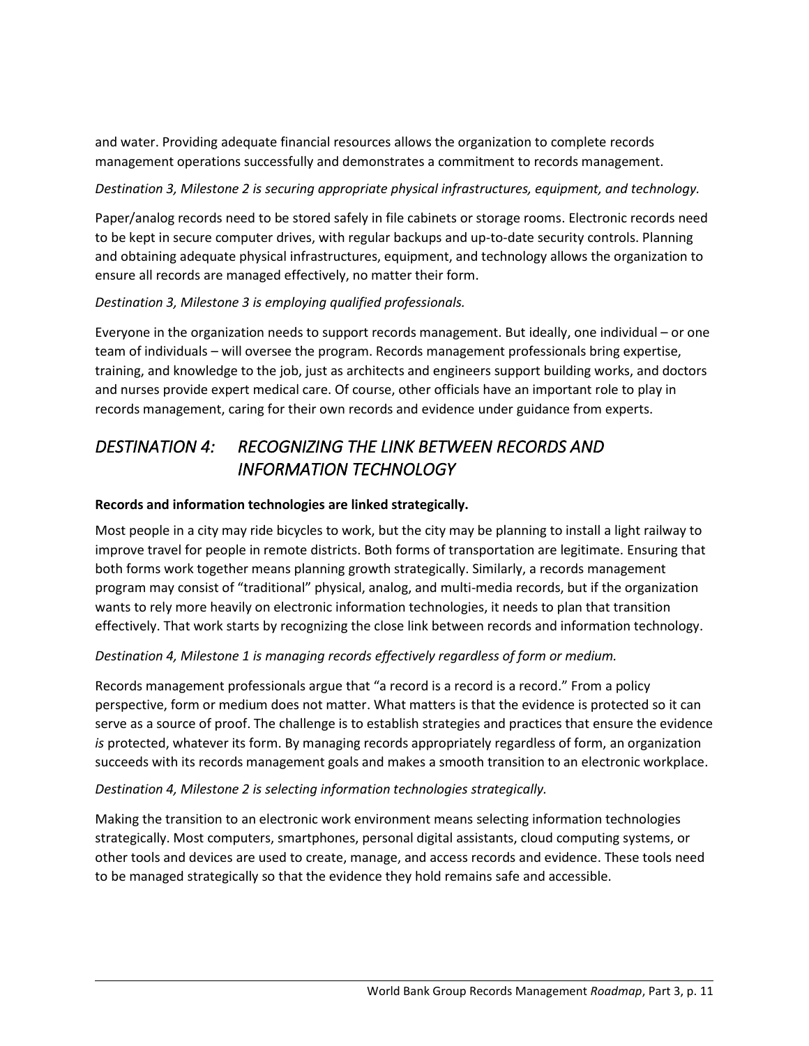and water. Providing adequate financial resources allows the organization to complete records management operations successfully and demonstrates a commitment to records management.

*Destination 3, Milestone 2 is securing appropriate physical infrastructures, equipment, and technology.*

Paper/analog records need to be stored safely in file cabinets or storage rooms. Electronic records need to be kept in secure computer drives, with regular backups and up-to-date security controls. Planning and obtaining adequate physical infrastructures, equipment, and technology allows the organization to ensure all records are managed effectively, no matter their form.

*Destination 3, Milestone 3 is employing qualified professionals.*

Everyone in the organization needs to support records management. But ideally, one individual – or one team of individuals – will oversee the program. Records management professionals bring expertise, training, and knowledge to the job, just as architects and engineers support building works, and doctors and nurses provide expert medical care. Of course, other officials have an important role to play in records management, caring for their own records and evidence under guidance from experts.

## *DESTINATION 4: RECOGNIZING THE LINK BETWEEN RECORDS AND INFORMATION TECHNOLOGY*

**Records and information technologies are linked strategically.**

Most people in a city may ride bicycles to work, but the city may be planning to install a light railway to improve travel for people in remote districts. Both forms of transportation are legitimate. Ensuring that both forms work together means planning growth strategically. Similarly, a records management program may consist of "traditional" physical, analog, and multi-media records, but if the organization wants to rely more heavily on electronic information technologies, it needs to plan that transition effectively. That work starts by recognizing the close link between records and information technology.

*Destination 4, Milestone 1 is managing records effectively regardless of form or medium.*

Records management professionals argue that "a record is a record is a record." From a policy perspective, form or medium does not matter. What matters is that the evidence is protected so it can serve as a source of proof. The challenge is to establish strategies and practices that ensure the evidence *is* protected, whatever its form. By managing records appropriately regardless of form, an organization succeeds with its records management goals and makes a smooth transition to an electronic workplace.

*Destination 4, Milestone 2 is selecting information technologies strategically.*

Making the transition to an electronic work environment means selecting information technologies strategically. Most computers, smartphones, personal digital assistants, cloud computing systems, or other tools and devices are used to create, manage, and access records and evidence. These tools need to be managed strategically so that the evidence they hold remains safe and accessible.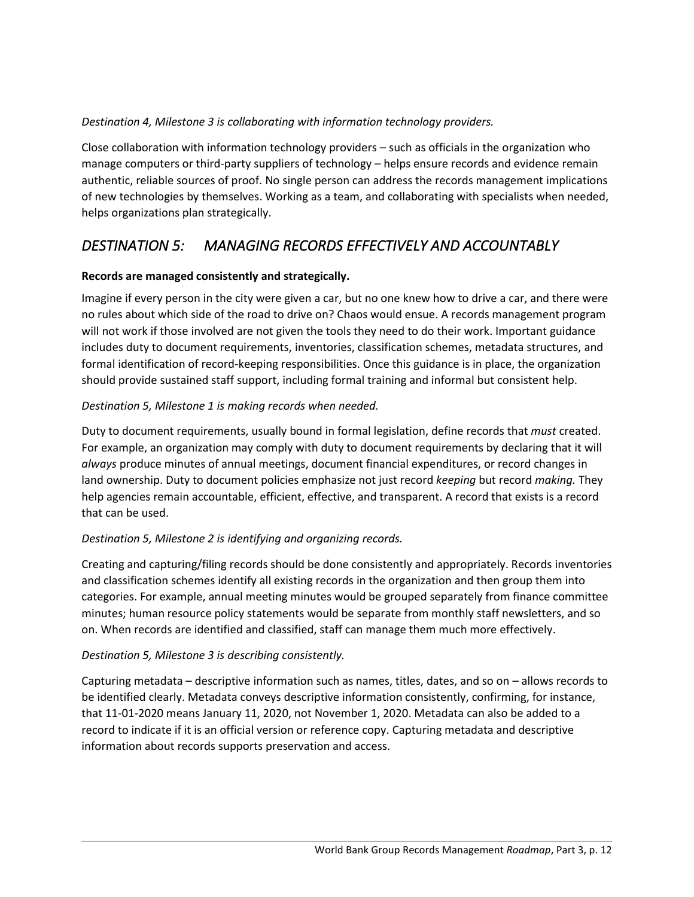*Destination 4, Milestone 3 is collaborating with information technology providers.*

Close collaboration with information technology providers – such as officials in the organization who manage computers or third-party suppliers of technology – helps ensure records and evidence remain authentic, reliable sources of proof. No single person can address the records management implications of new technologies by themselves. Working as a team, and collaborating with specialists when needed, helps organizations plan strategically.

## *DESTINATION 5: MANAGING RECORDS EFFECTIVELY AND ACCOUNTABLY*

**Records are managed consistently and strategically.**

Imagine if every person in the city were given a car, but no one knew how to drive a car, and there were no rules about which side of the road to drive on? Chaos would ensue. A records management program will not work if those involved are not given the tools they need to do their work. Important guidance includes duty to document requirements, inventories, classification schemes, metadata structures, and formal identification of record-keeping responsibilities. Once this guidance is in place, the organization should provide sustained staff support, including formal training and informal but consistent help.

*Destination 5, Milestone 1 is making records when needed.*

Duty to document requirements, usually bound in formal legislation, define records that *must* created. For example, an organization may comply with duty to document requirements by declaring that it will *always* produce minutes of annual meetings, document financial expenditures, or record changes in land ownership. Duty to document policies emphasize not just record *keeping* but record *making.* They help agencies remain accountable, efficient, effective, and transparent. A record that exists is a record that can be used.

*Destination 5, Milestone 2 is identifying and organizing records.*

Creating and capturing/filing records should be done consistently and appropriately. Records inventories and classification schemes identify all existing records in the organization and then group them into categories. For example, annual meeting minutes would be grouped separately from finance committee minutes; human resource policy statements would be separate from monthly staff newsletters, and so on. When records are identified and classified, staff can manage them much more effectively.

*Destination 5, Milestone 3 is describing consistently.*

Capturing metadata – descriptive information such as names, titles, dates, and so on – allows records to be identified clearly. Metadata conveys descriptive information consistently, confirming, for instance, that 11-01-2020 means January 11, 2020, not November 1, 2020. Metadata can also be added to a record to indicate if it is an official version or reference copy. Capturing metadata and descriptive information about records supports preservation and access.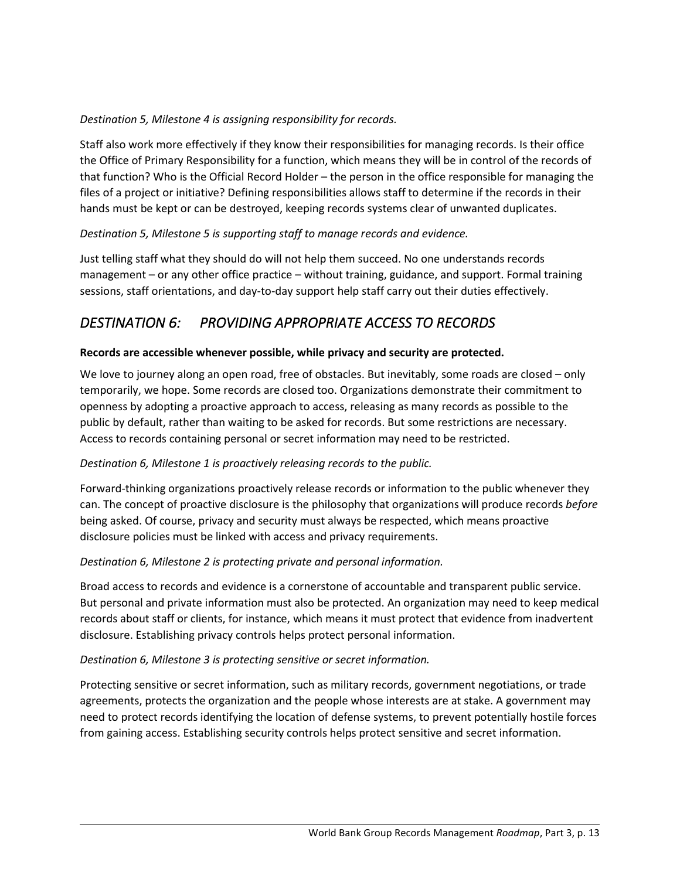*Destination 5, Milestone 4 is assigning responsibility for records.*

Staff also work more effectively if they know their responsibilities for managing records. Is their office the Office of Primary Responsibility for a function, which means they will be in control of the records of that function? Who is the Official Record Holder – the person in the office responsible for managing the files of a project or initiative? Defining responsibilities allows staff to determine if the records in their hands must be kept or can be destroyed, keeping records systems clear of unwanted duplicates.

*Destination 5, Milestone 5 is supporting staff to manage records and evidence.*

Just telling staff what they should do will not help them succeed. No one understands records management – or any other office practice – without training, guidance, and support. Formal training sessions, staff orientations, and day-to-day support help staff carry out their duties effectively.

## *DESTINATION 6: PROVIDING APPROPRIATE ACCESS TO RECORDS*

**Records are accessible whenever possible, while privacy and security are protected.**

We love to journey along an open road, free of obstacles. But inevitably, some roads are closed – only temporarily, we hope. Some records are closed too. Organizations demonstrate their commitment to openness by adopting a proactive approach to access, releasing as many records as possible to the public by default, rather than waiting to be asked for records. But some restrictions are necessary. Access to records containing personal or secret information may need to be restricted.

*Destination 6, Milestone 1 is proactively releasing records to the public.*

Forward-thinking organizations proactively release records or information to the public whenever they can. The concept of proactive disclosure is the philosophy that organizations will produce records *before* being asked. Of course, privacy and security must always be respected, which means proactive disclosure policies must be linked with access and privacy requirements.

*Destination 6, Milestone 2 is protecting private and personal information.*

Broad access to records and evidence is a cornerstone of accountable and transparent public service. But personal and private information must also be protected. An organization may need to keep medical records about staff or clients, for instance, which means it must protect that evidence from inadvertent disclosure. Establishing privacy controls helps protect personal information.

*Destination 6, Milestone 3 is protecting sensitive or secret information.*

Protecting sensitive or secret information, such as military records, government negotiations, or trade agreements, protects the organization and the people whose interests are at stake. A government may need to protect records identifying the location of defense systems, to prevent potentially hostile forces from gaining access. Establishing security controls helps protect sensitive and secret information.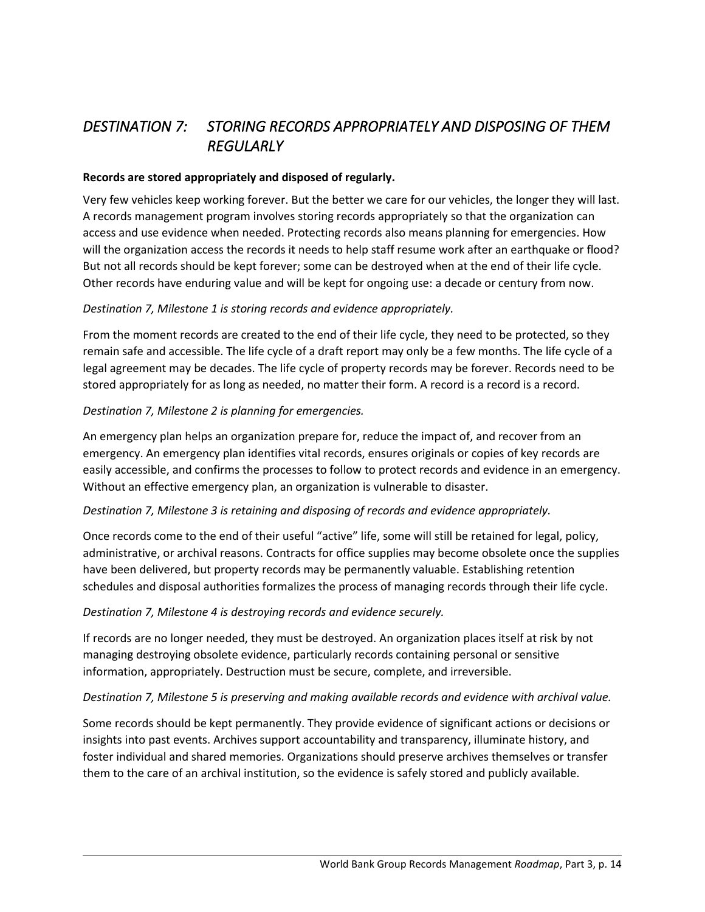## *DESTINATION 7: STORING RECORDS APPROPRIATELY AND DISPOSING OF THEM REGULARLY*

**Records are stored appropriately and disposed of regularly.**

Very few vehicles keep working forever. But the better we care for our vehicles, the longer they will last. A records management program involves storing records appropriately so that the organization can access and use evidence when needed. Protecting records also means planning for emergencies. How will the organization access the records it needs to help staff resume work after an earthquake or flood? But not all records should be kept forever; some can be destroyed when at the end of their life cycle. Other records have enduring value and will be kept for ongoing use: a decade or century from now.

*Destination 7, Milestone 1 is storing records and evidence appropriately.*

From the moment records are created to the end of their life cycle, they need to be protected, so they remain safe and accessible. The life cycle of a draft report may only be a few months. The life cycle of a legal agreement may be decades. The life cycle of property records may be forever. Records need to be stored appropriately for as long as needed, no matter their form. A record is a record is a record.

*Destination 7, Milestone 2 is planning for emergencies.*

An emergency plan helps an organization prepare for, reduce the impact of, and recover from an emergency. An emergency plan identifies vital records, ensures originals or copies of key records are easily accessible, and confirms the processes to follow to protect records and evidence in an emergency. Without an effective emergency plan, an organization is vulnerable to disaster.

*Destination 7, Milestone 3 is retaining and disposing of records and evidence appropriately.*

Once records come to the end of their useful "active" life, some will still be retained for legal, policy, administrative, or archival reasons. Contracts for office supplies may become obsolete once the supplies have been delivered, but property records may be permanently valuable. Establishing retention schedules and disposal authorities formalizes the process of managing records through their life cycle.

*Destination 7, Milestone 4 is destroying records and evidence securely.*

If records are no longer needed, they must be destroyed. An organization places itself at risk by not managing destroying obsolete evidence, particularly records containing personal or sensitive information, appropriately. Destruction must be secure, complete, and irreversible.

*Destination 7, Milestone 5 is preserving and making available records and evidence with archival value.*

Some records should be kept permanently. They provide evidence of significant actions or decisions or insights into past events. Archives support accountability and transparency, illuminate history, and foster individual and shared memories. Organizations should preserve archives themselves or transfer them to the care of an archival institution, so the evidence is safely stored and publicly available.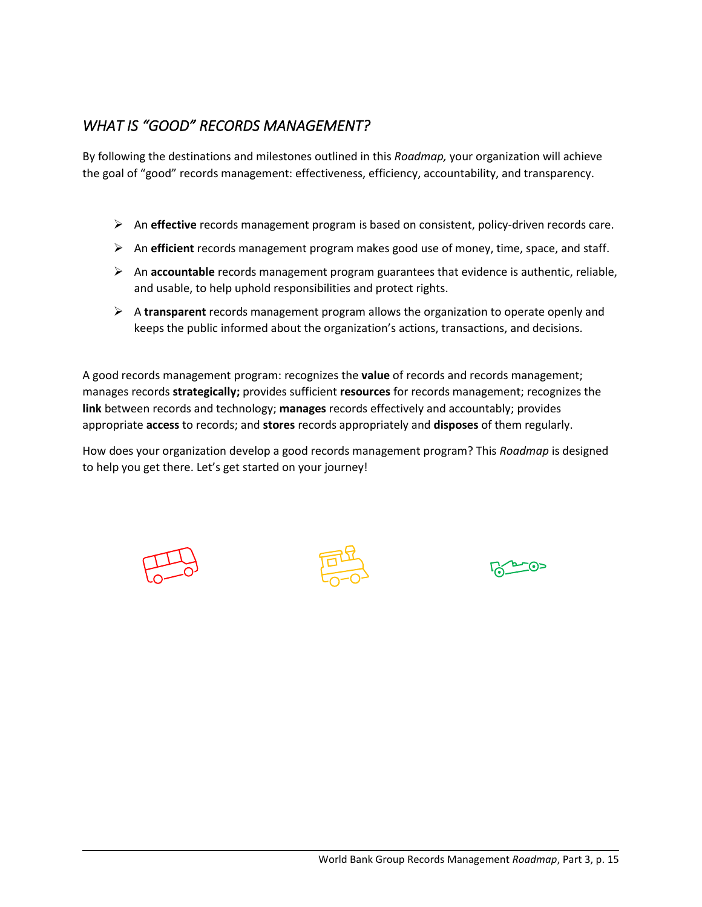## *WHAT IS "GOOD" RECORDS MANAGEMENT?*

By following the destinations and milestones outlined in this *Roadmap,* your organization will achieve the goal of "good" records management: effectiveness, efficiency, accountability, and transparency.

- An **effective** records management program is based on consistent, policy-driven records care.
- An **efficient** records management program makes good use of money, time, space, and staff.
- An **accountable** records management program guarantees that evidence is authentic, reliable, and usable, to help uphold responsibilities and protect rights.
- A **transparent** records management program allows the organization to operate openly and keeps the public informed about the organization's actions, transactions, and decisions.

A good records management program: recognizes the **value** of records and records management; manages records **strategically;** provides sufficient **resources** for records management; recognizes the **link** between records and technology; **manages** records effectively and accountably; provides appropriate **access** to records; and **stores** records appropriately and **disposes** of them regularly.

How does your organization develop a good records management program? This *Roadmap* is designed to help you get there. Let's get started on your journey!